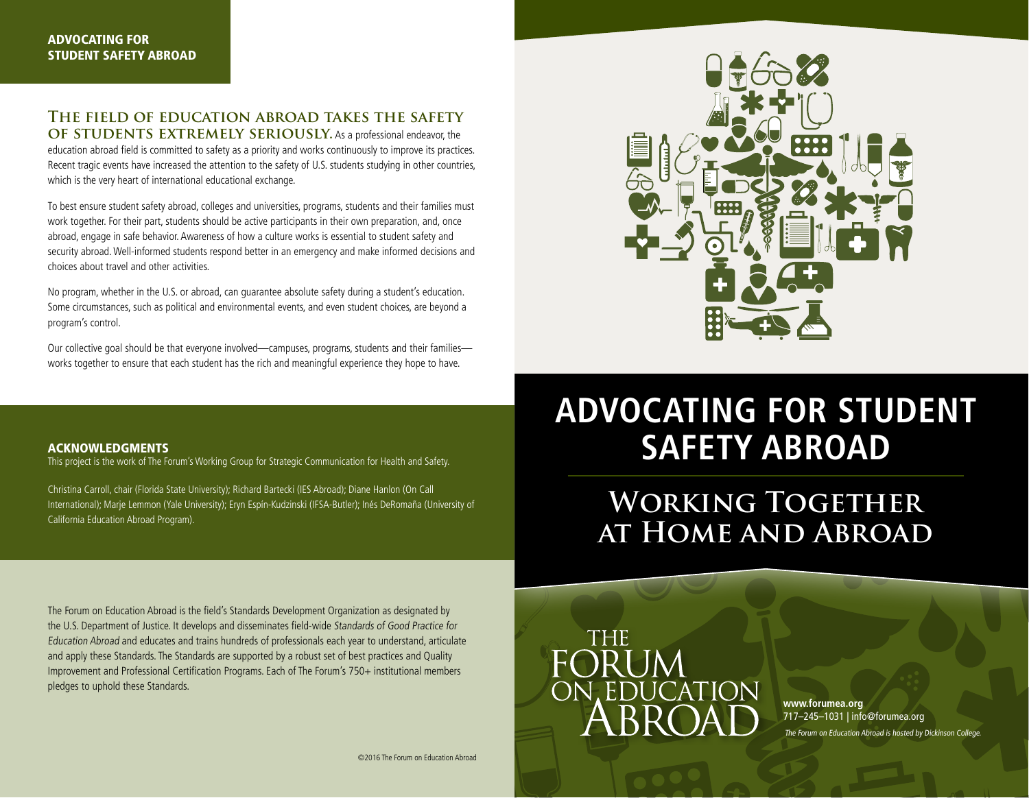## ADVOCATING FOR STUDENT SAFETY ABROAD

**THE FIELD OF EDUCATION ABROAD TAKES THE SAFETY OF STUDENTS EXTREMELY SERIOUSLY.** As a professional endeavor, the education abroad field is committed to safety as a priority and works continuously to improve its practices. Recent tragic events have increased the attention to the safety of U.S. students studying in other countries, which is the very heart of international educational exchange.

To best ensure student safety abroad, colleges and universities, programs, students and their families must work together. For their part, students should be active participants in their own preparation, and, once abroad, engage in safe behavior. Awareness of how a culture works is essential to student safety and security abroad. Well-informed students respond better in an emergency and make informed decisions and choices about travel and other activities.

No program, whether in the U.S. or abroad, can guarantee absolute safety during a student's education. Some circumstances, such as political and environmental events, and even student choices, are beyond a program's control.

Our collective goal should be that everyone involved—campuses, programs, students and their families—works together to ensure that each student has the rich and meaningful experience they hope to have.

### ACKNOWLEDGMENTS

This project is the work of The Forum's Working Group for Strategic Communication for Health and Safety.

Christina Carroll, chair (Florida State University); Richard Bartecki (IES Abroad); Diane Hanlon (On Call International); Marje Lemmon (Yale University); Eryn Espín-Kudzinski (IFSA-Butler); Inés DeRomaña (University of California Education Abroad Program).

The Forum on Education Abroad is the field's Standards Development Organization as designated by the U.S. Department of Justice. It develops and disseminates field-wide *Standards of Good Practice for Education Abroad* and educates and trains hundreds of professionals each year to understand, articulate and apply these Standards. The Standards are supported by a robust set of best practices and Quality Improvement and Professional Certification Programs. Each of The Forum's 750+ institutional members pledges to uphold these Standards.

©2016 The Forum on Education Abroad

# ADVOCATING FOR STUDENT SAFETY ABROAD

## Working Together at Home and Abroad

THE FORUM ON EDUCATION ABROAD

**www.forumea.org**
717–245–1031 | info@forumea.org
*The Forum on Education Abroad is hosted by Dickinson College.*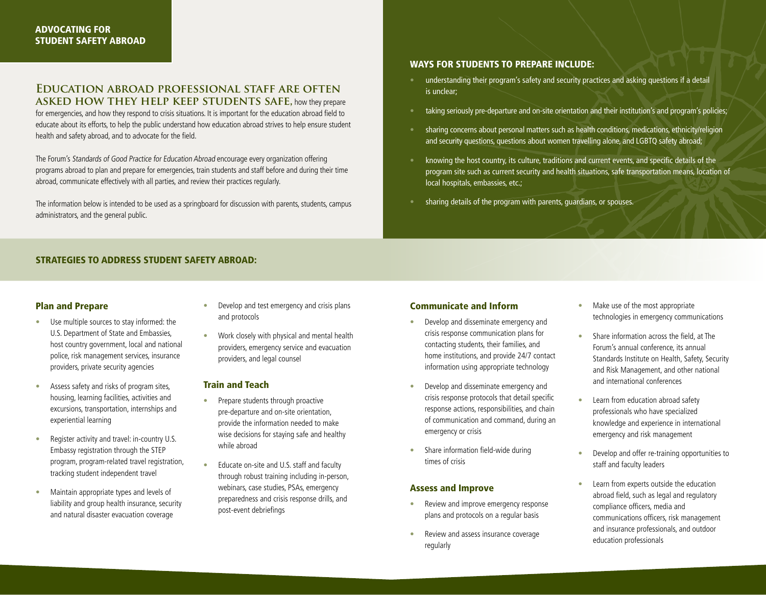## ADVOCATING FOR STUDENT SAFETY ABROAD

**Education abroad professional staff are often asked how they help keep students safe,** how they prepare for emergencies, and how they respond to crisis situations. It is important for the education abroad field to educate about its efforts, to help the public understand how education abroad strives to help ensure student health and safety abroad, and to advocate for the field.

The Forum's *Standards of Good Practice for Education Abroad* encourage every organization offering programs abroad to plan and prepare for emergencies, train students and staff before and during their time abroad, communicate effectively with all parties, and review their practices regularly.

The information below is intended to be used as a springboard for discussion with parents, students, campus administrators, and the general public.

### WAYS FOR STUDENTS TO PREPARE INCLUDE:

- understanding their program's safety and security practices and asking questions if a detail is unclear;
- taking seriously pre-departure and on-site orientation and their institution's and program's policies;
- sharing concerns about personal matters such as health conditions, medications, ethnicity/religion and security questions, questions about women travelling alone, and LGBTQ safety abroad;
- knowing the host country, its culture, traditions and current events, and specific details of the program site such as current security and health situations, safe transportation means, location of local hospitals, embassies, etc.;
- sharing details of the program with parents, guardians, or spouses.

## STRATEGIES TO ADDRESS STUDENT SAFETY ABROAD:

### Plan and Prepare

- Use multiple sources to stay informed: the U.S. Department of State and Embassies, host country government, local and national police, risk management services, insurance providers, private security agencies
- Assess safety and risks of program sites, housing, learning facilities, activities and excursions, transportation, internships and experiential learning
- Register activity and travel: in-country U.S. Embassy registration through the STEP program, program-related travel registration, tracking student independent travel
- Maintain appropriate types and levels of liability and group health insurance, security and natural disaster evacuation coverage
- Develop and test emergency and crisis plans and protocols
- Work closely with physical and mental health providers, emergency service and evacuation providers, and legal counsel

### Train and Teach

- Prepare students through proactive pre-departure and on-site orientation, provide the information needed to make wise decisions for staying safe and healthy while abroad
- Educate on-site and U.S. staff and faculty through robust training including in-person, webinars, case studies, PSAs, emergency preparedness and crisis response drills, and post-event debriefings

### Communicate and Inform

- Develop and disseminate emergency and crisis response communication plans for contacting students, their families, and home institutions, and provide 24/7 contact information using appropriate technology
- Develop and disseminate emergency and crisis response protocols that detail specific response actions, responsibilities, and chain of communication and command, during an emergency or crisis
- Share information field-wide during times of crisis

### Assess and Improve

- Review and improve emergency response plans and protocols on a regular basis
- Review and assess insurance coverage regularly
- Make use of the most appropriate technologies in emergency communications
- Share information across the field, at The Forum's annual conference, its annual Standards Institute on Health, Safety, Security and Risk Management, and other national and international conferences
- Learn from education abroad safety professionals who have specialized knowledge and experience in international emergency and risk management
- Develop and offer re-training opportunities to staff and faculty leaders
- Learn from experts outside the education abroad field, such as legal and regulatory compliance officers, media and communications officers, risk management and insurance professionals, and outdoor education professionals